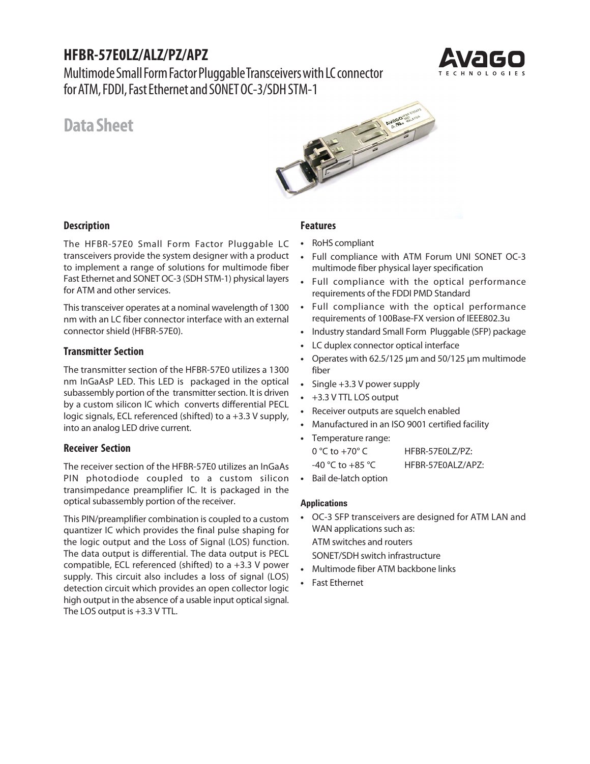# HFBR-57E0LZ/ALZ/PZ/APZ

Multimode Small Form Factor Pluggable Transceivers with LC connector for ATM, FDDI, Fast Ethernet and SONET OC-3/SDH STM-1

## Data Sheet

### Description

The HFBR-57E0 Small Form Factor Pluggable LC transceivers provide the system designer with a product to implement a range of solutions for multimode fiber Fast Ethernet and SONET OC-3 (SDH STM-1) physical layers for ATM and other services.

This transceiver operates at a nominal wavelength of 1300 nm with an LC fiber connector interface with an external connector shield (HFBR-57E0).

### Transmitter Section

The transmitter section of the HFBR-57E0 utilizes a 1300 nm InGaAsP LED. This LED is packaged in the optical subassembly portion of the transmitter section. It is driven by a custom silicon IC which converts differential PECL logic signals, ECL referenced (shifted) to a +3.3 V supply, into an analog LED drive current.

### Receiver Section

The receiver section of the HFBR-57E0 utilizes an InGaAs PIN photodiode coupled to a custom silicon transimpedance preamplifier IC. It is packaged in the optical subassembly portion of the receiver.

This PIN/preamplifier combination is coupled to a custom quantizer IC which provides the final pulse shaping for the logic output and the Loss of Signal (LOS) function. The data output is differential. The data output is PECL compatible, ECL referenced (shifted) to a +3.3 V power supply. This circuit also includes a loss of signal (LOS) detection circuit which provides an open collector logic high output in the absence of a usable input optical signal. The LOS output is +3.3 V TTL.

### Features

- RoHS compliant
- Full compliance with ATM Forum UNI SONET OC-3 multimode fiber physical layer specification
- Full compliance with the optical performance requirements of the FDDI PMD Standard
- Full compliance with the optical performance requirements of 100Base-FX version of IEEE802.3u
- Industry standard Small Form Pluggable (SFP) package
- LC duplex connector optical interface
- Operates with 62.5/125 µm and 50/125 µm multimode fiber
- Single +3.3 V power supply
- +3.3 V TTL LOS output
- Receiver outputs are squelch enabled
- Manufactured in an ISO 9001 certified facility
- Temperature range:
  - 0 °C to +70° C HFBR-57E0LZ/PZ:
  - -40 °C to +85 °C HFBR-57E0ALZ/APZ:
- Bail de-latch option

#### Applications

- OC-3 SFP transceivers are designed for ATM LAN and WAN applications such as:
  - ATM switches and routers
  - SONET/SDH switch infrastructure
- Multimode fiber ATM backbone links
- Fast Ethernet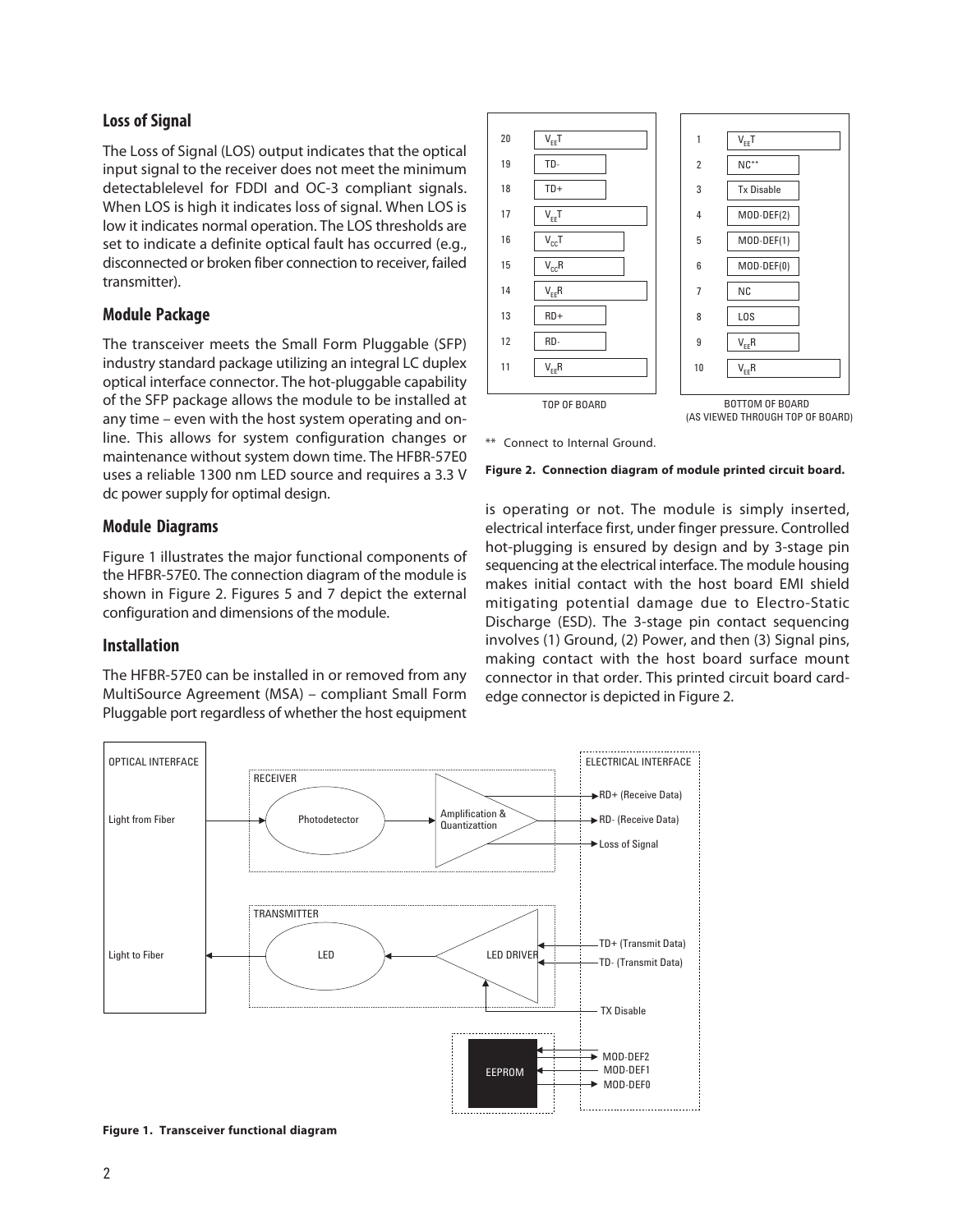## Loss of Signal

The Loss of Signal (LOS) output indicates that the optical input signal to the receiver does not meet the minimum detectablelevel for FDDI and OC-3 compliant signals. When LOS is high it indicates loss of signal. When LOS is low it indicates normal operation. The LOS thresholds are set to indicate a definite optical fault has occurred (e.g., disconnected or broken fiber connection to receiver, failed transmitter).

## Module Package

The transceiver meets the Small Form Pluggable (SFP) industry standard package utilizing an integral LC duplex optical interface connector. The hot-pluggable capability of the SFP package allows the module to be installed at any time – even with the host system operating and on-line. This allows for system configuration changes or maintenance without system down time. The HFBR-57E0 uses a reliable 1300 nm LED source and requires a 3.3 V dc power supply for optimal design.

## Module Diagrams

Figure 1 illustrates the major functional components of the HFBR-57E0. The connection diagram of the module is shown in Figure 2. Figures 5 and 7 depict the external configuration and dimensions of the module.

## Installation

The HFBR-57E0 can be installed in or removed from any MultiSource Agreement (MSA) – compliant Small Form Pluggable port regardless of whether the host equipment is operating or not. The module is simply inserted, electrical interface first, under finger pressure. Controlled hot-plugging is ensured by design and by 3-stage pin sequencing at the electrical interface. The module housing makes initial contact with the host board EMI shield mitigating potential damage due to Electro-Static Discharge (ESD). The 3-stage pin contact sequencing involves (1) Ground, (2) Power, and then (3) Signal pins, making contact with the host board surface mount connector in that order. This printed circuit board card-edge connector is depicted in Figure 2.

| Pin | Top of Board | Pin | Bottom of Board (as viewed through top of board) |
|---|---|---|---|
| 20 | $V_{EE}T$ | 1 | $V_{EE}T$ |
| 19 | TD- | 2 | NC** |
| 18 | TD+ | 3 | Tx Disable |
| 17 | $V_{EE}T$ | 4 | MOD-DEF(2) |
| 16 | $V_{CC}T$ | 5 | MOD-DEF(1) |
| 15 | $V_{CC}R$ | 6 | MOD-DEF(0) |
| 14 | $V_{EE}R$ | 7 | NC |
| 13 | RD+ | 8 | LOS |
| 12 | RD- | 9 | $V_{EE}R$ |
| 11 | $V_{EE}R$ | 10 | $V_{EE}R$ |

** Connect to Internal Ground.

**Figure 2. Connection diagram of module printed circuit board.**

OPTICAL INTERFACE: Light from Fiber; Light to Fiber

RECEIVER: Photodetector → Amplification & Quantizattion

TRANSMITTER: LED ← LED DRIVER

EEPROM

ELECTRICAL INTERFACE: RD+ (Receive Data); RD- (Receive Data); Loss of Signal; TD+ (Transmit Data); TD- (Transmit Data); TX Disable; MOD-DEF2; MOD-DEF1; MOD-DEF0

**Figure 1. Transceiver functional diagram**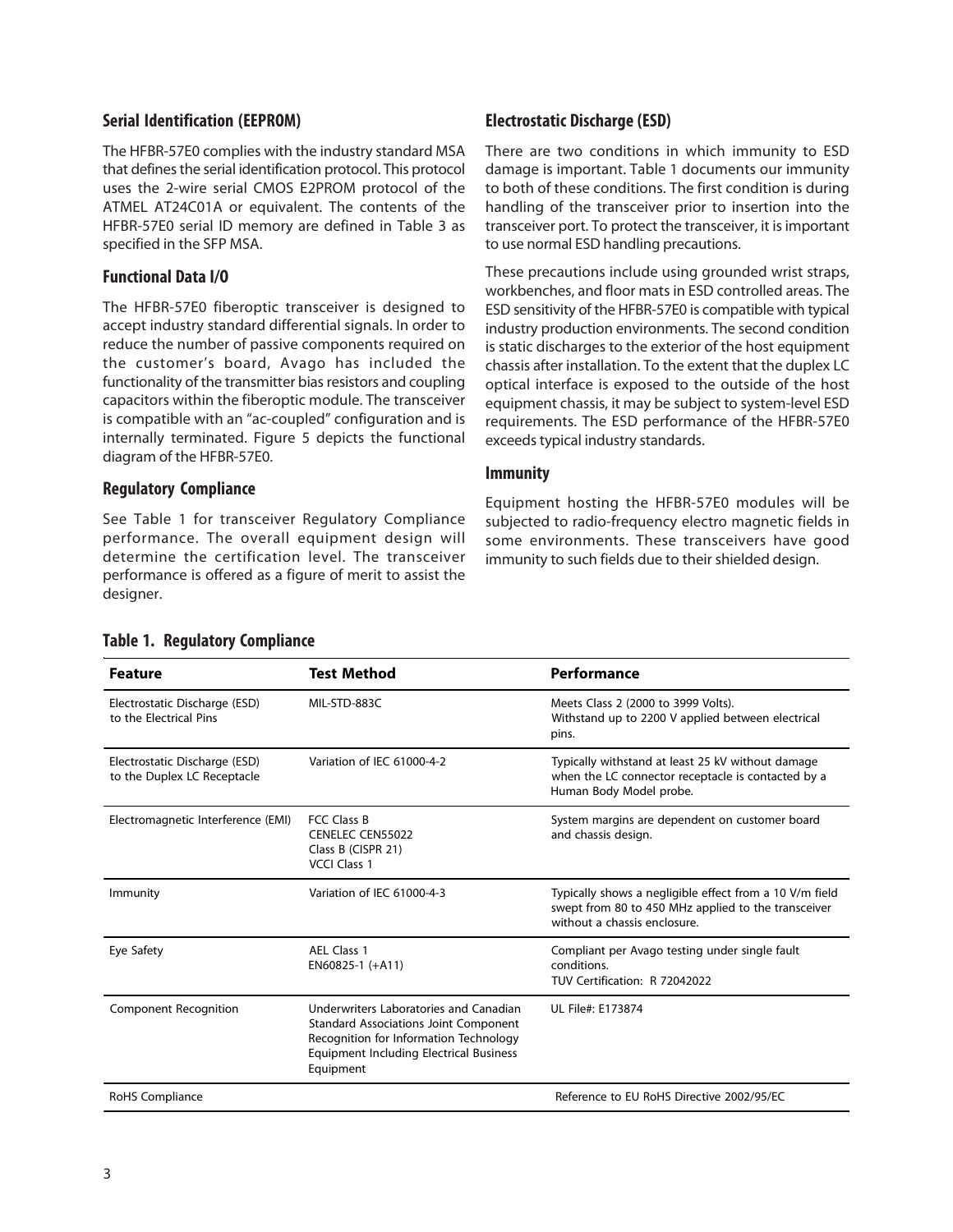## Serial Identification (EEPROM)

The HFBR-57E0 complies with the industry standard MSA that defines the serial identification protocol. This protocol uses the 2-wire serial CMOS E2PROM protocol of the ATMEL AT24C01A or equivalent. The contents of the HFBR-57E0 serial ID memory are defined in Table 3 as specified in the SFP MSA.

## Functional Data I/O

The HFBR-57E0 fiberoptic transceiver is designed to accept industry standard differential signals. In order to reduce the number of passive components required on the customer's board, Avago has included the functionality of the transmitter bias resistors and coupling capacitors within the fiberoptic module. The transceiver is compatible with an "ac-coupled" configuration and is internally terminated. Figure 5 depicts the functional diagram of the HFBR-57E0.

## Regulatory Compliance

See Table 1 for transceiver Regulatory Compliance performance. The overall equipment design will determine the certification level. The transceiver performance is offered as a figure of merit to assist the designer.

## Electrostatic Discharge (ESD)

There are two conditions in which immunity to ESD damage is important. Table 1 documents our immunity to both of these conditions. The first condition is during handling of the transceiver prior to insertion into the transceiver port. To protect the transceiver, it is important to use normal ESD handling precautions.

These precautions include using grounded wrist straps, workbenches, and floor mats in ESD controlled areas. The ESD sensitivity of the HFBR-57E0 is compatible with typical industry production environments. The second condition is static discharges to the exterior of the host equipment chassis after installation. To the extent that the duplex LC optical interface is exposed to the outside of the host equipment chassis, it may be subject to system-level ESD requirements. The ESD performance of the HFBR-57E0 exceeds typical industry standards.

## Immunity

Equipment hosting the HFBR-57E0 modules will be subjected to radio-frequency electro magnetic fields in some environments. These transceivers have good immunity to such fields due to their shielded design.

**Table 1. Regulatory Compliance**

| Feature | Test Method | Performance |
|---|---|---|
| Electrostatic Discharge (ESD) to the Electrical Pins | MIL-STD-883C | Meets Class 2 (2000 to 3999 Volts). Withstand up to 2200 V applied between electrical pins. |
| Electrostatic Discharge (ESD) to the Duplex LC Receptacle | Variation of IEC 61000-4-2 | Typically withstand at least 25 kV without damage when the LC connector receptacle is contacted by a Human Body Model probe. |
| Electromagnetic Interference (EMI) | FCC Class B<br>CENELEC CEN55022<br>Class B (CISPR 21)<br>VCCI Class 1 | System margins are dependent on customer board and chassis design. |
| Immunity | Variation of IEC 61000-4-3 | Typically shows a negligible effect from a 10 V/m field swept from 80 to 450 MHz applied to the transceiver without a chassis enclosure. |
| Eye Safety | AEL Class 1<br>EN60825-1 (+A11) | Compliant per Avago testing under single fault conditions.<br>TUV Certification: R 72042022 |
| Component Recognition | Underwriters Laboratories and Canadian Standard Associations Joint Component Recognition for Information Technology Equipment Including Electrical Business Equipment | UL File#: E173874 |
| RoHS Compliance | | Reference to EU RoHS Directive 2002/95/EC |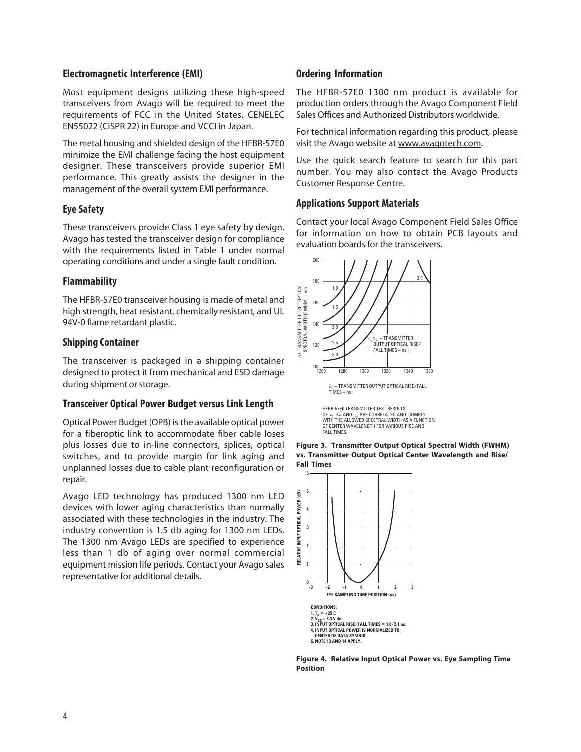## Electromagnetic Interference (EMI)

Most equipment designs utilizing these high-speed transceivers from Avago will be required to meet the requirements of FCC in the United States, CENELEC EN55022 (CISPR 22) in Europe and VCCI in Japan.

The metal housing and shielded design of the HFBR-57E0 minimize the EMI challenge facing the host equipment designer. These transceivers provide superior EMI performance. This greatly assists the designer in the management of the overall system EMI performance.

## Eye Safety

These transceivers provide Class 1 eye safety by design. Avago has tested the transceiver design for compliance with the requirements listed in Table 1 under normal operating conditions and under a single fault condition.

## Flammability

The HFBR-57E0 transceiver housing is made of metal and high strength, heat resistant, chemically resistant, and UL 94V-0 flame retardant plastic.

## Shipping Container

The transceiver is packaged in a shipping container designed to protect it from mechanical and ESD damage during shipment or storage.

## Transceiver Optical Power Budget versus Link Length

Optical Power Budget (OPB) is the available optical power for a fiberoptic link to accommodate fiber cable loses plus losses due to in-line connectors, splices, optical switches, and to provide margin for link aging and unplanned losses due to cable plant reconfiguration or repair.

Avago LED technology has produced 1300 nm LED devices with lower aging characteristics than normally associated with these technologies in the industry. The industry convention is 1.5 db aging for 1300 nm LEDs. The 1300 nm Avago LEDs are specified to experience less than 1 db of aging over normal commercial equipment mission life periods. Contact your Avago sales representative for additional details.

## Ordering Information

The HFBR-57E0 1300 nm product is available for production orders through the Avago Component Field Sales Offices and Authorized Distributors worldwide.

For technical information regarding this product, please visit the Avago website at www.avagotech.com.

Use the quick search feature to search for this part number. You may also contact the Avago Products Customer Response Centre.

## Applications Support Materials

Contact your local Avago Component Field Sales Office for information on how to obtain PCB layouts and evaluation boards for the transceivers.

HFBR-57E0 TRANSMITTER TEST RESULTS OF $\lambda_C$, $\Delta\lambda$ AND $t_{r/f}$ ARE CORRELATED AND COMPLY WITH THE ALLOWED SPECTRAL WIDTH AS A FUNCTION OF CENTER WAVELENGTH FOR VARIOUS RISE AND FALL TIMES.

**Figure 3. Transmitter Output Optical Spectral Width (FWHM) vs. Transmitter Output Optical Center Wavelength and Rise/Fall Times**

CONDITIONS:
1. $T_A$ = +25 C
2. $V_{CC}$ = 3.3 V dc
3. INPUT OPTICAL RISE/FALL TIMES = 1.0/2.1 ns.
4. INPUT OPTICAL POWER IS NORMALIZED TO CENTER OF DATA SYMBOL.
5. NOTE 13 AND 14 APPLY.

**Figure 4. Relative Input Optical Power vs. Eye Sampling Time Position**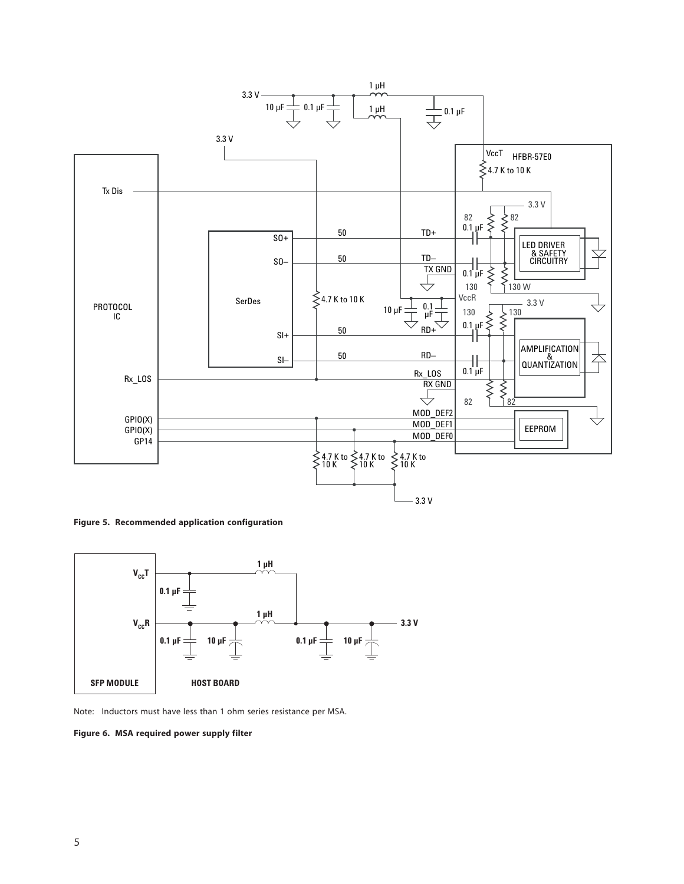**Figure 5. Recommended application configuration**

Note: Inductors must have less than 1 ohm series resistance per MSA.

**Figure 6. MSA required power supply filter**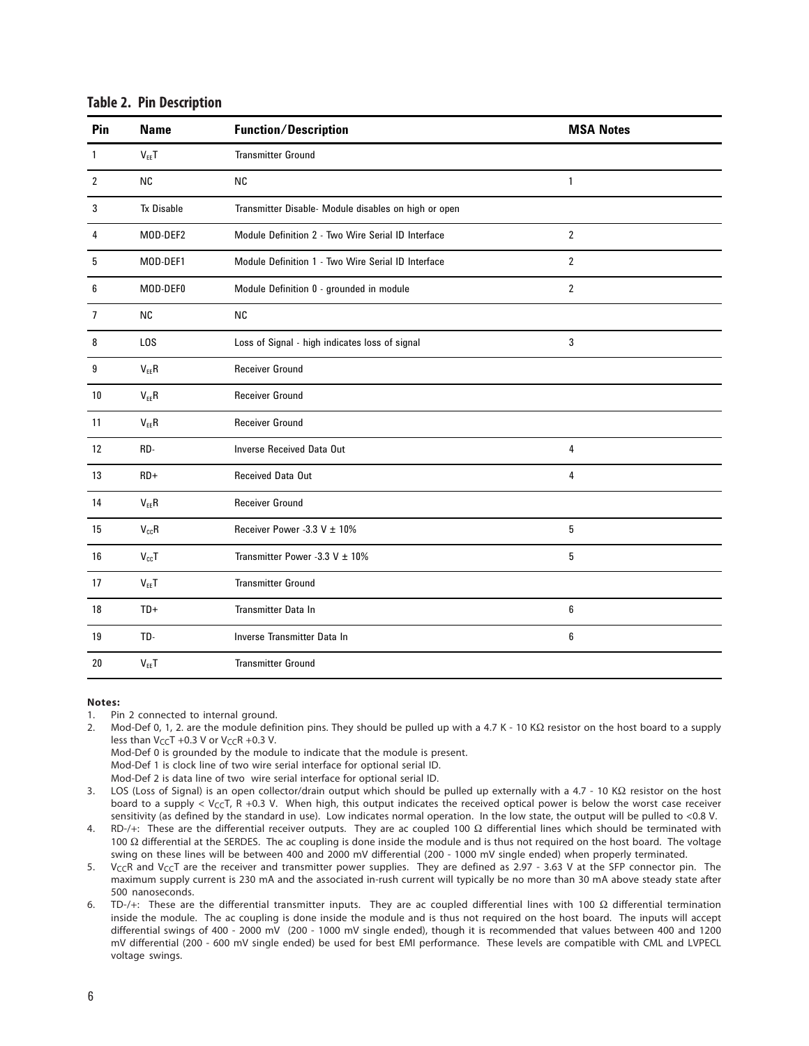**Table 2. Pin Description**

| Pin | Name | Function/Description | MSA Notes |
|---|---|---|---|
| 1 | $V_{EE}T$ | Transmitter Ground | |
| 2 | NC | NC | 1 |
| 3 | Tx Disable | Transmitter Disable- Module disables on high or open | |
| 4 | MOD-DEF2 | Module Definition 2 - Two Wire Serial ID Interface | 2 |
| 5 | MOD-DEF1 | Module Definition 1 - Two Wire Serial ID Interface | 2 |
| 6 | MOD-DEF0 | Module Definition 0 - grounded in module | 2 |
| 7 | NC | NC | |
| 8 | LOS | Loss of Signal - high indicates loss of signal | 3 |
| 9 | $V_{EE}R$ | Receiver Ground | |
| 10 | $V_{EE}R$ | Receiver Ground | |
| 11 | $V_{EE}R$ | Receiver Ground | |
| 12 | RD- | Inverse Received Data Out | 4 |
| 13 | RD+ | Received Data Out | 4 |
| 14 | $V_{EE}R$ | Receiver Ground | |
| 15 | $V_{CC}R$ | Receiver Power -3.3 V ± 10% | 5 |
| 16 | $V_{CC}T$ | Transmitter Power -3.3 V ± 10% | 5 |
| 17 | $V_{EE}T$ | Transmitter Ground | |
| 18 | TD+ | Transmitter Data In | 6 |
| 19 | TD- | Inverse Transmitter Data In | 6 |
| 20 | $V_{EE}T$ | Transmitter Ground | |

**Notes:**

1. Pin 2 connected to internal ground.
2. Mod-Def 0, 1, 2. are the module definition pins. They should be pulled up with a 4.7 K - 10 KΩ resistor on the host board to a supply less than $V_{CC}T$ +0.3 V or $V_{CC}R$ +0.3 V.
   Mod-Def 0 is grounded by the module to indicate that the module is present.
   Mod-Def 1 is clock line of two wire serial interface for optional serial ID.
   Mod-Def 2 is data line of two wire serial interface for optional serial ID.
3. LOS (Loss of Signal) is an open collector/drain output which should be pulled up externally with a 4.7 - 10 KΩ resistor on the host board to a supply < $V_{CC}T$, R +0.3 V. When high, this output indicates the received optical power is below the worst case receiver sensitivity (as defined by the standard in use). Low indicates normal operation. In the low state, the output will be pulled to <0.8 V.
4. RD-/+: These are the differential receiver outputs. They are ac coupled 100 Ω differential lines which should be terminated with 100 Ω differential at the SERDES. The ac coupling is done inside the module and is thus not required on the host board. The voltage swing on these lines will be between 400 and 2000 mV differential (200 - 1000 mV single ended) when properly terminated.
5. $V_{CC}R$ and $V_{CC}T$ are the receiver and transmitter power supplies. They are defined as 2.97 - 3.63 V at the SFP connector pin. The maximum supply current is 230 mA and the associated in-rush current will typically be no more than 30 mA above steady state after 500 nanoseconds.
6. TD-/+: These are the differential transmitter inputs. They are ac coupled differential lines with 100 Ω differential termination inside the module. The ac coupling is done inside the module and is thus not required on the host board. The inputs will accept differential swings of 400 - 2000 mV (200 - 1000 mV single ended), though it is recommended that values between 400 and 1200 mV differential (200 - 600 mV single ended) be used for best EMI performance. These levels are compatible with CML and LVPECL voltage swings.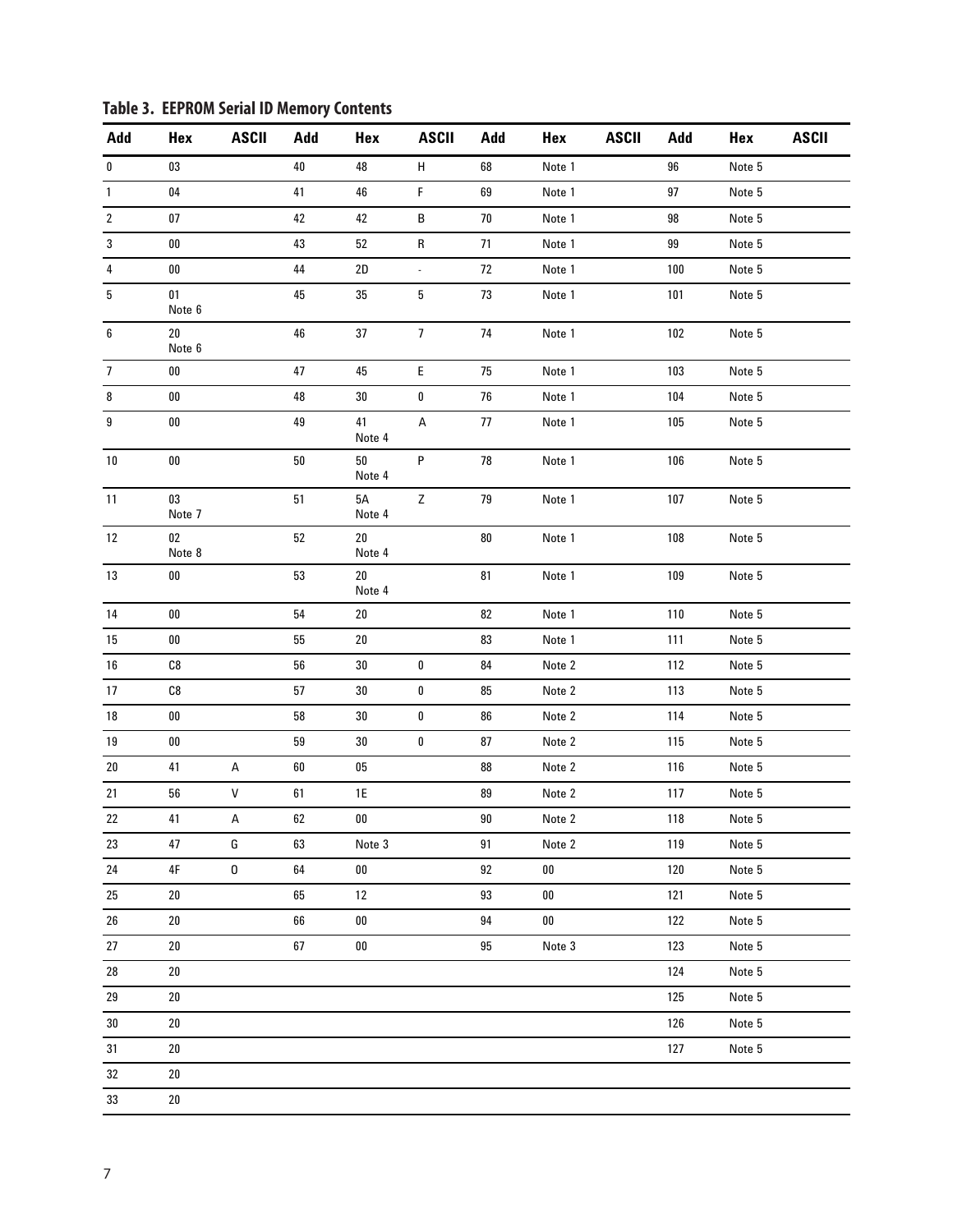**Table 3. EEPROM Serial ID Memory Contents**

| Add | Hex | ASCII | Add | Hex | ASCII | Add | Hex | ASCII | Add | Hex | ASCII |
|---|---|---|---|---|---|---|---|---|---|---|---|
| 0 | 03 | | 40 | 48 | H | 68 | Note 1 | | 96 | Note 5 | |
| 1 | 04 | | 41 | 46 | F | 69 | Note 1 | | 97 | Note 5 | |
| 2 | 07 | | 42 | 42 | B | 70 | Note 1 | | 98 | Note 5 | |
| 3 | 00 | | 43 | 52 | R | 71 | Note 1 | | 99 | Note 5 | |
| 4 | 00 | | 44 | 2D | - | 72 | Note 1 | | 100 | Note 5 | |
| 5 | 01 Note 6 | | 45 | 35 | 5 | 73 | Note 1 | | 101 | Note 5 | |
| 6 | 20 Note 6 | | 46 | 37 | 7 | 74 | Note 1 | | 102 | Note 5 | |
| 7 | 00 | | 47 | 45 | E | 75 | Note 1 | | 103 | Note 5 | |
| 8 | 00 | | 48 | 30 | 0 | 76 | Note 1 | | 104 | Note 5 | |
| 9 | 00 | | 49 | 41 Note 4 | A | 77 | Note 1 | | 105 | Note 5 | |
| 10 | 00 | | 50 | 50 Note 4 | P | 78 | Note 1 | | 106 | Note 5 | |
| 11 | 03 Note 7 | | 51 | 5A Note 4 | Z | 79 | Note 1 | | 107 | Note 5 | |
| 12 | 02 Note 8 | | 52 | 20 Note 4 | | 80 | Note 1 | | 108 | Note 5 | |
| 13 | 00 | | 53 | 20 Note 4 | | 81 | Note 1 | | 109 | Note 5 | |
| 14 | 00 | | 54 | 20 | | 82 | Note 1 | | 110 | Note 5 | |
| 15 | 00 | | 55 | 20 | | 83 | Note 1 | | 111 | Note 5 | |
| 16 | C8 | | 56 | 30 | 0 | 84 | Note 2 | | 112 | Note 5 | |
| 17 | C8 | | 57 | 30 | 0 | 85 | Note 2 | | 113 | Note 5 | |
| 18 | 00 | | 58 | 30 | 0 | 86 | Note 2 | | 114 | Note 5 | |
| 19 | 00 | | 59 | 30 | 0 | 87 | Note 2 | | 115 | Note 5 | |
| 20 | 41 | A | 60 | 05 | | 88 | Note 2 | | 116 | Note 5 | |
| 21 | 56 | V | 61 | 1E | | 89 | Note 2 | | 117 | Note 5 | |
| 22 | 41 | A | 62 | 00 | | 90 | Note 2 | | 118 | Note 5 | |
| 23 | 47 | G | 63 | Note 3 | | 91 | Note 2 | | 119 | Note 5 | |
| 24 | 4F | O | 64 | 00 | | 92 | 00 | | 120 | Note 5 | |
| 25 | 20 | | 65 | 12 | | 93 | 00 | | 121 | Note 5 | |
| 26 | 20 | | 66 | 00 | | 94 | 00 | | 122 | Note 5 | |
| 27 | 20 | | 67 | 00 | | 95 | Note 3 | | 123 | Note 5 | |
| 28 | 20 | | | | | | | | 124 | Note 5 | |
| 29 | 20 | | | | | | | | 125 | Note 5 | |
| 30 | 20 | | | | | | | | 126 | Note 5 | |
| 31 | 20 | | | | | | | | 127 | Note 5 | |
| 32 | 20 | | | | | | | | | | |
| 33 | 20 | | | | | | | | | | |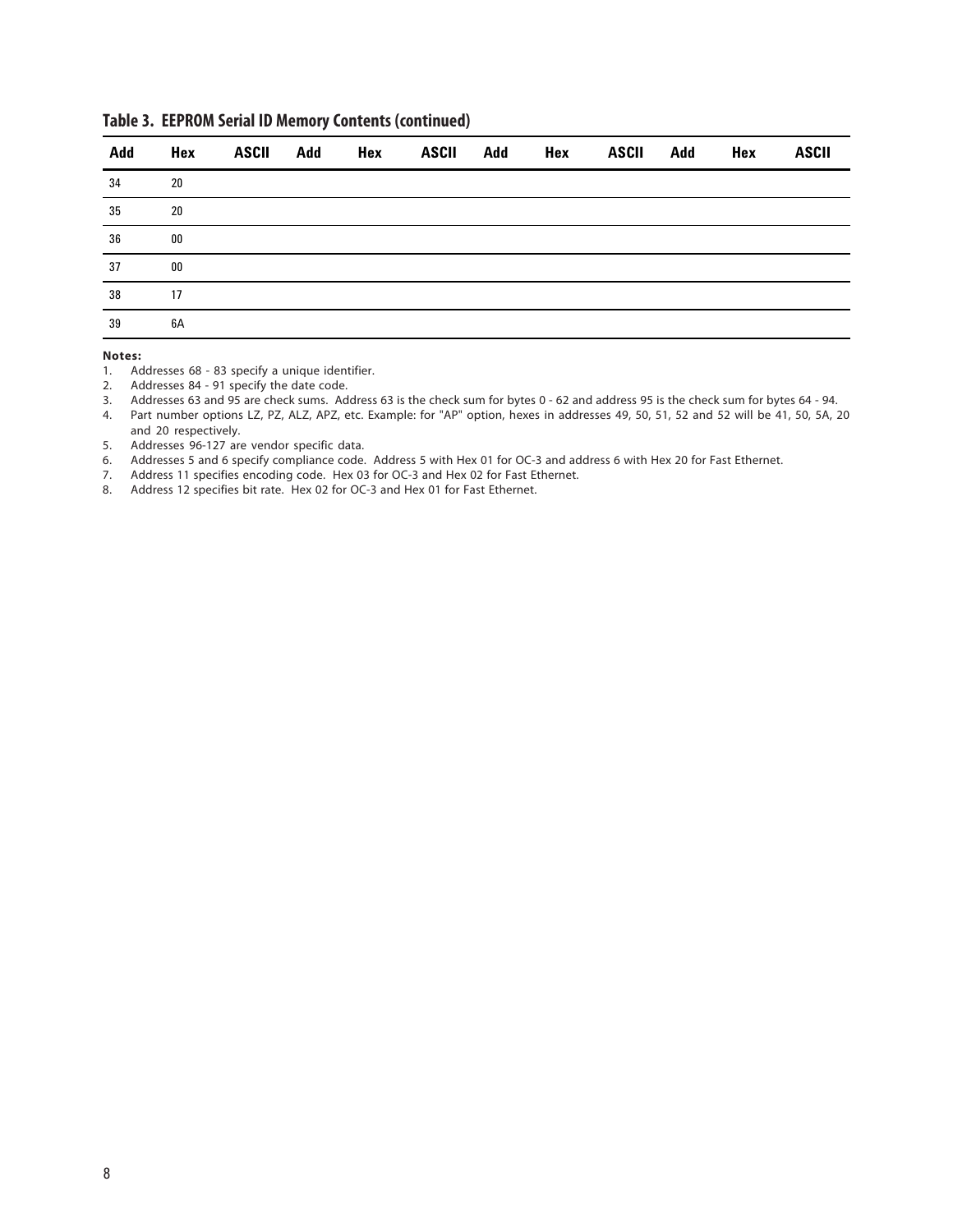**Table 3. EEPROM Serial ID Memory Contents (continued)**

| Add | Hex | ASCII | Add | Hex | ASCII | Add | Hex | ASCII | Add | Hex | ASCII |
|---|---|---|---|---|---|---|---|---|---|---|---|
| 34 | 20 | | | | | | | | | | |
| 35 | 20 | | | | | | | | | | |
| 36 | 00 | | | | | | | | | | |
| 37 | 00 | | | | | | | | | | |
| 38 | 17 | | | | | | | | | | |
| 39 | 6A | | | | | | | | | | |

**Notes:**

1. Addresses 68 - 83 specify a unique identifier.
2. Addresses 84 - 91 specify the date code.
3. Addresses 63 and 95 are check sums. Address 63 is the check sum for bytes 0 - 62 and address 95 is the check sum for bytes 64 - 94.
4. Part number options LZ, PZ, ALZ, APZ, etc. Example: for "AP" option, hexes in addresses 49, 50, 51, 52 and 52 will be 41, 50, 5A, 20 and 20 respectively.
5. Addresses 96-127 are vendor specific data.
6. Addresses 5 and 6 specify compliance code. Address 5 with Hex 01 for OC-3 and address 6 with Hex 20 for Fast Ethernet.
7. Address 11 specifies encoding code. Hex 03 for OC-3 and Hex 02 for Fast Ethernet.
8. Address 12 specifies bit rate. Hex 02 for OC-3 and Hex 01 for Fast Ethernet.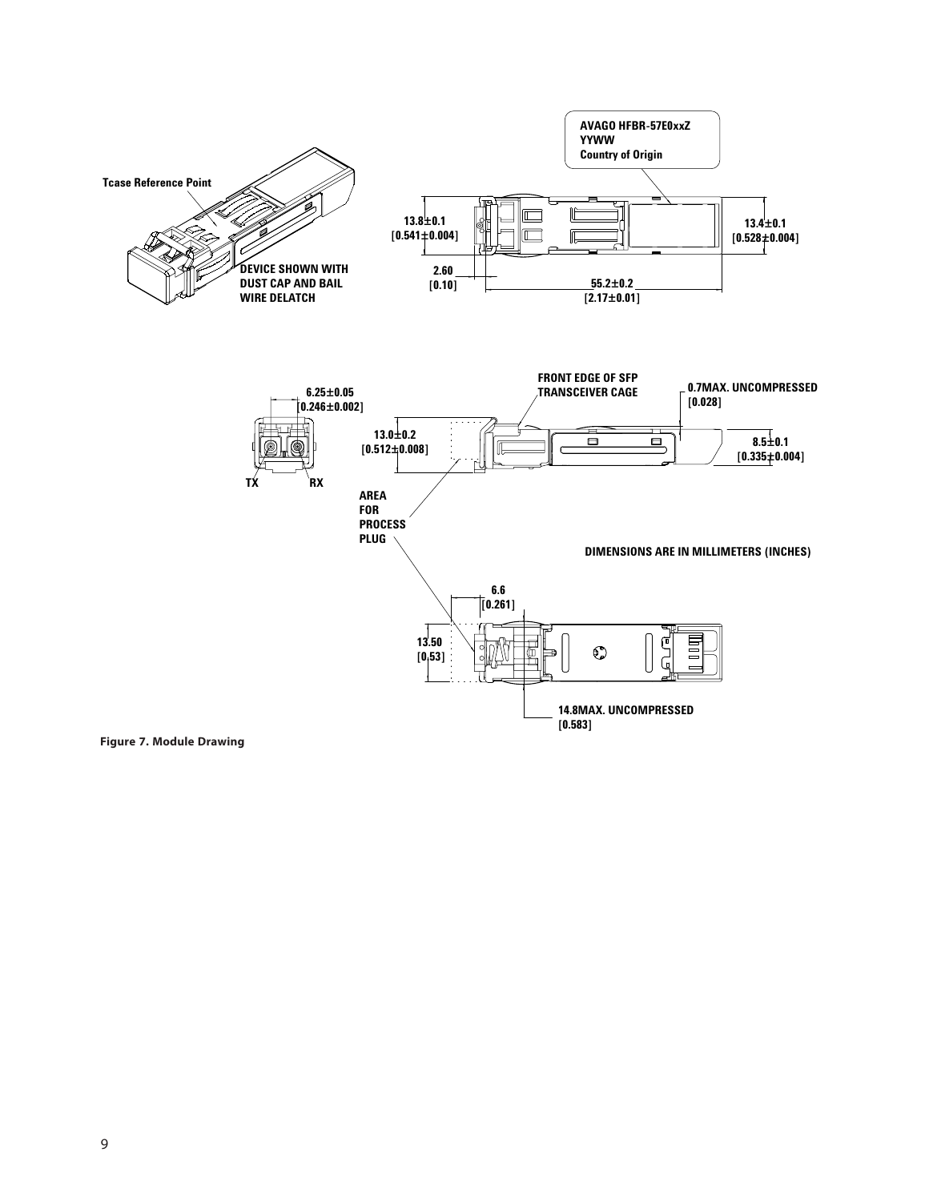Tcase Reference Point

DEVICE SHOWN WITH DUST CAP AND BAIL WIRE DELATCH

AVAGO HFBR-57E0xxZ
YYWW
Country of Origin

13.8±0.1 [0.541±0.004]

13.4±0.1 [0.528±0.004]

2.60 [0.10]

55.2±0.2 [2.17±0.01]

6.25±0.05 [0.246±0.002]

TX RX

FRONT EDGE OF SFP TRANSCEIVER CAGE

0.7MAX. UNCOMPRESSED [0.028]

13.0±0.2 [0.512±0.008]

8.5±0.1 [0.335±0.004]

AREA FOR PROCESS PLUG

DIMENSIONS ARE IN MILLIMETERS (INCHES)

6.6 [0.261]

13.50 [0.53]

14.8MAX. UNCOMPRESSED [0.583]

**Figure 7. Module Drawing**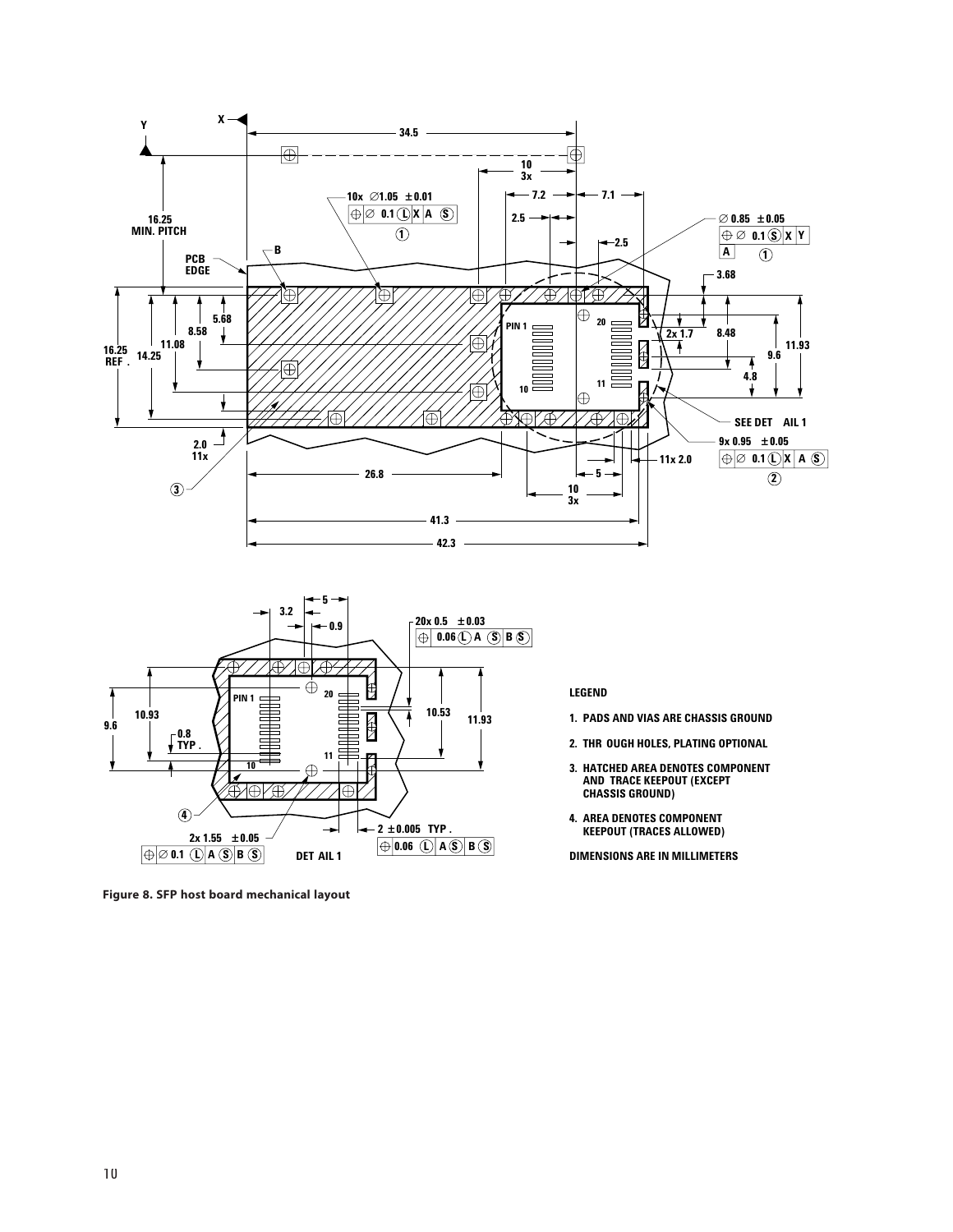LEGEND

1. PADS AND VIAS ARE CHASSIS GROUND
2. THROUGH HOLES, PLATING OPTIONAL
3. HATCHED AREA DENOTES COMPONENT AND TRACE KEEPOUT (EXCEPT CHASSIS GROUND)
4. AREA DENOTES COMPONENT KEEPOUT (TRACES ALLOWED)

DIMENSIONS ARE IN MILLIMETERS

**Figure 8. SFP host board mechanical layout**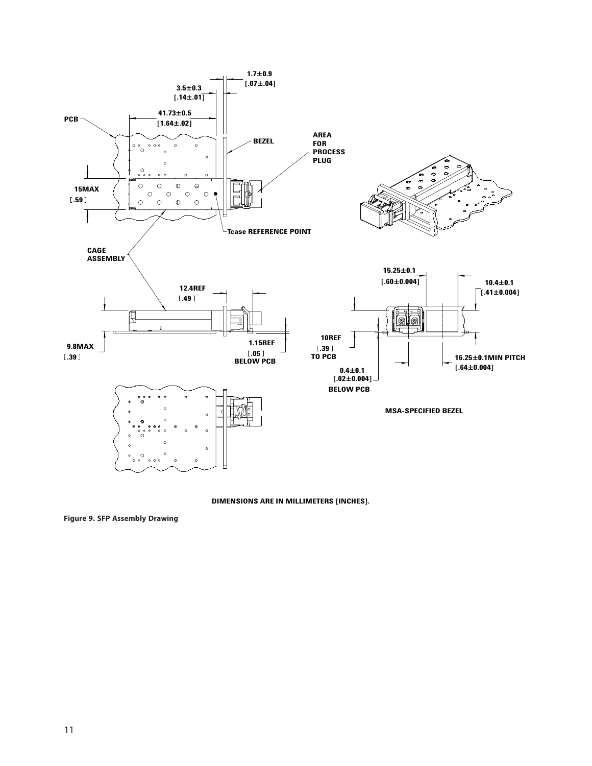DIMENSIONS ARE IN MILLIMETERS [INCHES].

**Figure 9. SFP Assembly Drawing**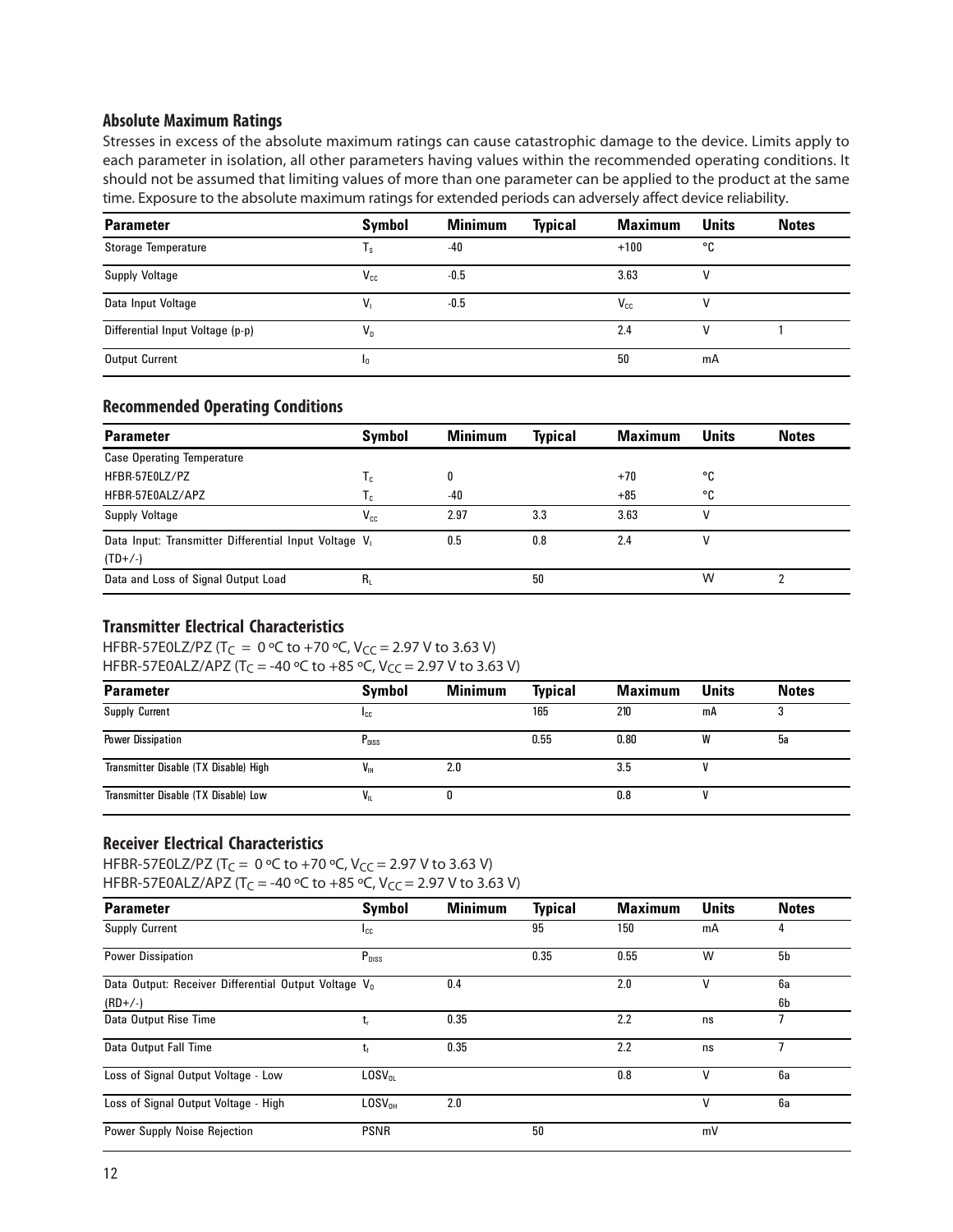## Absolute Maximum Ratings

Stresses in excess of the absolute maximum ratings can cause catastrophic damage to the device. Limits apply to each parameter in isolation, all other parameters having values within the recommended operating conditions. It should not be assumed that limiting values of more than one parameter can be applied to the product at the same time. Exposure to the absolute maximum ratings for extended periods can adversely affect device reliability.

| Parameter | Symbol | Minimum | Typical | Maximum | Units | Notes |
|---|---|---|---|---|---|---|
| Storage Temperature | $T_S$ | -40 | | +100 | °C | |
| Supply Voltage | $V_{CC}$ | -0.5 | | 3.63 | V | |
| Data Input Voltage | $V_I$ | -0.5 | | $V_{CC}$ | V | |
| Differential Input Voltage (p-p) | $V_D$ | | | 2.4 | V | 1 |
| Output Current | $I_O$ | | | 50 | mA | |

## Recommended Operating Conditions

| Parameter | Symbol | Minimum | Typical | Maximum | Units | Notes |
|---|---|---|---|---|---|---|
| Case Operating Temperature | | | | | | |
| HFBR-57E0LZ/PZ | $T_C$ | 0 | | +70 | °C | |
| HFBR-57E0ALZ/APZ | $T_C$ | -40 | | +85 | °C | |
| Supply Voltage | $V_{CC}$ | 2.97 | 3.3 | 3.63 | V | |
| Data Input: Transmitter Differential Input Voltage (TD+/-) | $V_I$ | 0.5 | 0.8 | 2.4 | V | |
| Data and Loss of Signal Output Load | $R_L$ | | 50 | | W | 2 |

## Transmitter Electrical Characteristics

HFBR-57E0LZ/PZ ($T_C$ = 0 °C to +70 °C, $V_{CC}$ = 2.97 V to 3.63 V)
HFBR-57E0ALZ/APZ ($T_C$ = -40 °C to +85 °C, $V_{CC}$ = 2.97 V to 3.63 V)

| Parameter | Symbol | Minimum | Typical | Maximum | Units | Notes |
|---|---|---|---|---|---|---|
| Supply Current | $I_{CC}$ | | 165 | 210 | mA | 3 |
| Power Dissipation | $P_{DISS}$ | | 0.55 | 0.80 | W | 5a |
| Transmitter Disable (TX Disable) High | $V_{IH}$ | 2.0 | | 3.5 | V | |
| Transmitter Disable (TX Disable) Low | $V_{IL}$ | 0 | | 0.8 | V | |

## Receiver Electrical Characteristics

HFBR-57E0LZ/PZ ($T_C$ = 0 °C to +70 °C, $V_{CC}$ = 2.97 V to 3.63 V)
HFBR-57E0ALZ/APZ ($T_C$ = -40 °C to +85 °C, $V_{CC}$ = 2.97 V to 3.63 V)

| Parameter | Symbol | Minimum | Typical | Maximum | Units | Notes |
|---|---|---|---|---|---|---|
| Supply Current | $I_{CC}$ | | 95 | 150 | mA | 4 |
| Power Dissipation | $P_{DISS}$ | | 0.35 | 0.55 | W | 5b |
| Data Output: Receiver Differential Output Voltage (RD+/-) | $V_O$ | 0.4 | | 2.0 | V | 6a 6b |
| Data Output Rise Time | $t_r$ | 0.35 | | 2.2 | ns | 7 |
| Data Output Fall Time | $t_f$ | 0.35 | | 2.2 | ns | 7 |
| Loss of Signal Output Voltage - Low | $LOSV_{OL}$ | | | 0.8 | V | 6a |
| Loss of Signal Output Voltage - High | $LOSV_{OH}$ | 2.0 | | | V | 6a |
| Power Supply Noise Rejection | PSNR | | 50 | | mV | |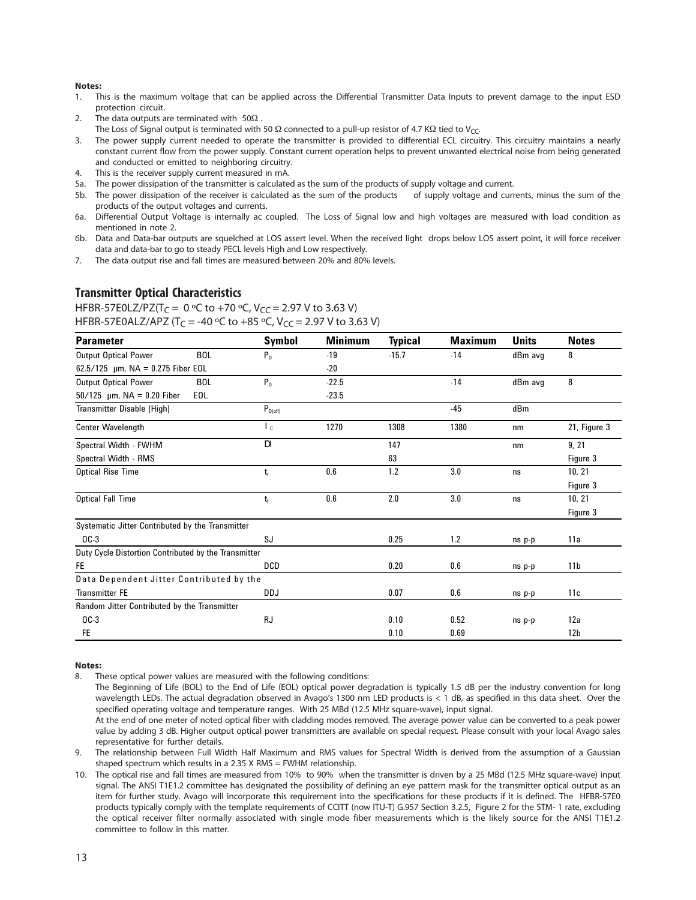**Notes:**

1. This is the maximum voltage that can be applied across the Differential Transmitter Data Inputs to prevent damage to the input ESD protection circuit.
2. The data outputs are terminated with 50Ω .
   The Loss of Signal output is terminated with 50 Ω connected to a pull-up resistor of 4.7 KΩ tied to $V_{CC}$.
3. The power supply current needed to operate the transmitter is provided to differential ECL circuitry. This circuitry maintains a nearly constant current flow from the power supply. Constant current operation helps to prevent unwanted electrical noise from being generated and conducted or emitted to neighboring circuitry.
4. This is the receiver supply current measured in mA.

5a. The power dissipation of the transmitter is calculated as the sum of the products of supply voltage and current.

5b. The power dissipation of the receiver is calculated as the sum of the products of supply voltage and currents, minus the sum of the products of the output voltages and currents.

6a. Differential Output Voltage is internally ac coupled. The Loss of Signal low and high voltages are measured with load condition as mentioned in note 2.

6b. Data and Data-bar outputs are squelched at LOS assert level. When the received light drops below LOS assert point, it will force receiver data and data-bar to go to steady PECL levels High and Low respectively.

7. The data output rise and fall times are measured between 20% and 80% levels.

## Transmitter Optical Characteristics

HFBR-57E0LZ/PZ($T_C$ = 0 ºC to +70 ºC, $V_{CC}$ = 2.97 V to 3.63 V)
HFBR-57E0ALZ/APZ ($T_C$ = -40 ºC to +85 ºC, $V_{CC}$ = 2.97 V to 3.63 V)

| Parameter | | Symbol | Minimum | Typical | Maximum | Units | Notes |
|---|---|---|---|---|---|---|---|
| Output Optical Power | BOL | $P_0$ | -19 | -15.7 | -14 | dBm avg | 8 |
| 62.5/125 µm, NA = 0.275 Fiber | EOL | | -20 | | | | |
| Output Optical Power | BOL | $P_0$ | -22.5 | | -14 | dBm avg | 8 |
| 50/125 µm, NA = 0.20 Fiber | EOL | | -23.5 | | | | |
| Transmitter Disable (High) | | $P_{0(off)}$ | | | -45 | dBm | |
| Center Wavelength | | $\lambda_c$ | 1270 | 1308 | 1380 | nm | 21, Figure 3 |
| Spectral Width - FWHM | | $\Delta\lambda$ | | 147 | | nm | 9, 21 |
| Spectral Width - RMS | | | | 63 | | | Figure 3 |
| Optical Rise Time | | $t_r$ | 0.6 | 1.2 | 3.0 | ns | 10, 21 Figure 3 |
| Optical Fall Time | | $t_f$ | 0.6 | 2.0 | 3.0 | ns | 10, 21 Figure 3 |
| Systematic Jitter Contributed by the Transmitter | | | | | | | |
| OC-3 | | SJ | | 0.25 | 1.2 | ns p-p | 11a |
| Duty Cycle Distortion Contributed by the Transmitter | | | | | | | |
| FE | | DCD | | 0.20 | 0.6 | ns p-p | 11b |
| Data Dependent Jitter Contributed by the | | | | | | | |
| Transmitter FE | | DDJ | | 0.07 | 0.6 | ns p-p | 11c |
| Random Jitter Contributed by the Transmitter | | | | | | | |
| OC-3 | | RJ | | 0.10 | 0.52 | ns p-p | 12a |
| FE | | | | 0.10 | 0.69 | | 12b |

**Notes:**

8. These optical power values are measured with the following conditions:
   The Beginning of Life (BOL) to the End of Life (EOL) optical power degradation is typically 1.5 dB per the industry convention for long wavelength LEDs. The actual degradation observed in Avago's 1300 nm LED products is < 1 dB, as specified in this data sheet. Over the specified operating voltage and temperature ranges. With 25 MBd (12.5 MHz square-wave), input signal.
   At the end of one meter of noted optical fiber with cladding modes removed. The average power value can be converted to a peak power value by adding 3 dB. Higher output optical power transmitters are available on special request. Please consult with your local Avago sales representative for further details.
9. The relationship between Full Width Half Maximum and RMS values for Spectral Width is derived from the assumption of a Gaussian shaped spectrum which results in a 2.35 X RMS = FWHM relationship.
10. The optical rise and fall times are measured from 10% to 90% when the transmitter is driven by a 25 MBd (12.5 MHz square-wave) input signal. The ANSI T1E1.2 committee has designated the possibility of defining an eye pattern mask for the transmitter optical output as an item for further study. Avago will incorporate this requirement into the specifications for these products if it is defined. The HFBR-57E0 products typically comply with the template requirements of CCITT (now ITU-T) G.957 Section 3.2.5, Figure 2 for the STM- 1 rate, excluding the optical receiver filter normally associated with single mode fiber measurements which is the likely source for the ANSI T1E1.2 committee to follow in this matter.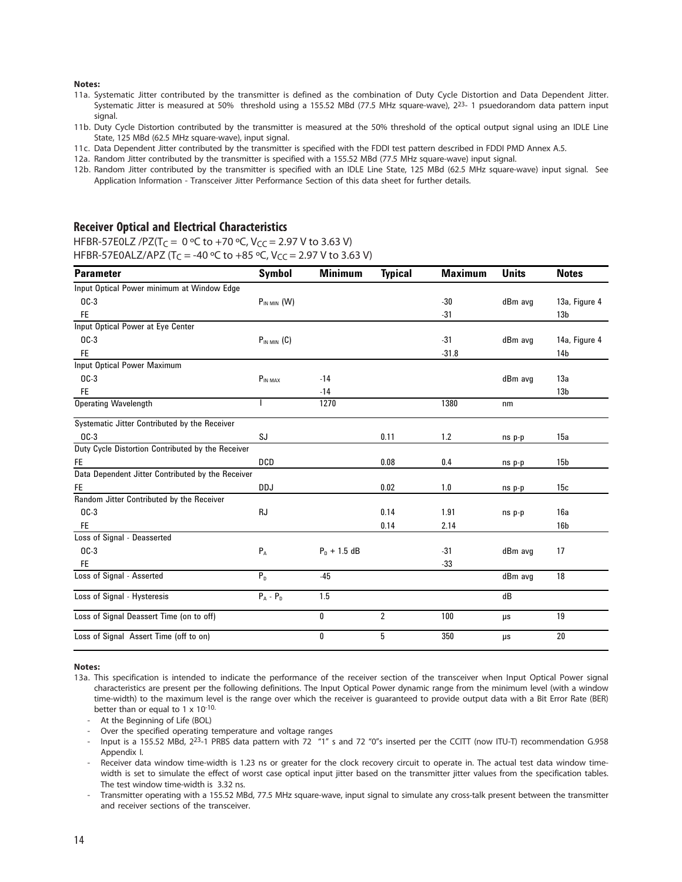**Notes:**

11a. Systematic Jitter contributed by the transmitter is defined as the combination of Duty Cycle Distortion and Data Dependent Jitter. Systematic Jitter is measured at 50% threshold using a 155.52 MBd (77.5 MHz square-wave), $2^{23}$- 1 psuedorandom data pattern input signal.

11b. Duty Cycle Distortion contributed by the transmitter is measured at the 50% threshold of the optical output signal using an IDLE Line State, 125 MBd (62.5 MHz square-wave), input signal.

11c. Data Dependent Jitter contributed by the transmitter is specified with the FDDI test pattern described in FDDI PMD Annex A.5.

12a. Random Jitter contributed by the transmitter is specified with a 155.52 MBd (77.5 MHz square-wave) input signal.

12b. Random Jitter contributed by the transmitter is specified with an IDLE Line State, 125 MBd (62.5 MHz square-wave) input signal. See Application Information - Transceiver Jitter Performance Section of this data sheet for further details.

## Receiver Optical and Electrical Characteristics

HFBR-57E0LZ /PZ($T_C$ = 0 °C to +70 °C, $V_{CC}$ = 2.97 V to 3.63 V)
HFBR-57E0ALZ/APZ ($T_C$ = -40 °C to +85 °C, $V_{CC}$ = 2.97 V to 3.63 V)

| Parameter | Symbol | Minimum | Typical | Maximum | Units | Notes |
|---|---|---|---|---|---|---|
| Input Optical Power minimum at Window Edge | | | | | | |
| OC-3 | $P_{IN\ MIN}$ (W) | | | -30 | dBm avg | 13a, Figure 4 |
| FE | | | | -31 | | 13b |
| Input Optical Power at Eye Center | | | | | | |
| OC-3 | $P_{IN\ MIN}$ (C) | | | -31 | dBm avg | 14a, Figure 4 |
| FE | | | | -31.8 | | 14b |
| Input Optical Power Maximum | | | | | | |
| OC-3 | $P_{IN\ MAX}$ | -14 | | | dBm avg | 13a |
| FE | | -14 | | | | 13b |
| Operating Wavelength | l | 1270 | | 1380 | nm | |
| Systematic Jitter Contributed by the Receiver | | | | | | |
| OC-3 | SJ | | 0.11 | 1.2 | ns p-p | 15a |
| Duty Cycle Distortion Contributed by the Receiver | | | | | | |
| FE | DCD | | 0.08 | 0.4 | ns p-p | 15b |
| Data Dependent Jitter Contributed by the Receiver | | | | | | |
| FE | DDJ | | 0.02 | 1.0 | ns p-p | 15c |
| Random Jitter Contributed by the Receiver | | | | | | |
| OC-3 | RJ | | 0.14 | 1.91 | ns p-p | 16a |
| FE | | | 0.14 | 2.14 | | 16b |
| Loss of Signal - Deasserted | | | | | | |
| OC-3 | $P_A$ | $P_D$ + 1.5 dB | | -31 | dBm avg | 17 |
| FE | | | | -33 | | |
| Loss of Signal - Asserted | $P_D$ | -45 | | | dBm avg | 18 |
| Loss of Signal - Hysteresis | $P_A$ - $P_D$ | 1.5 | | | dB | |
| Loss of Signal Deassert Time (on to off) | | 0 | 2 | 100 | µs | 19 |
| Loss of Signal Assert Time (off to on) | | 0 | 5 | 350 | µs | 20 |

**Notes:**

13a. This specification is intended to indicate the performance of the receiver section of the transceiver when Input Optical Power signal characteristics are present per the following definitions. The Input Optical Power dynamic range from the minimum level (with a window time-width) to the maximum level is the range over which the receiver is guaranteed to provide output data with a Bit Error Rate (BER) better than or equal to 1 x $10^{-10}$.

- At the Beginning of Life (BOL)
- Over the specified operating temperature and voltage ranges
- Input is a 155.52 MBd, $2^{23}$-1 PRBS data pattern with 72 "1" s and 72 "0"s inserted per the CCITT (now ITU-T) recommendation G.958 Appendix I.
- Receiver data window time-width is 1.23 ns or greater for the clock recovery circuit to operate in. The actual test data window time-width is set to simulate the effect of worst case optical input jitter based on the transmitter jitter values from the specification tables. The test window time-width is 3.32 ns.
- Transmitter operating with a 155.52 MBd, 77.5 MHz square-wave, input signal to simulate any cross-talk present between the transmitter and receiver sections of the transceiver.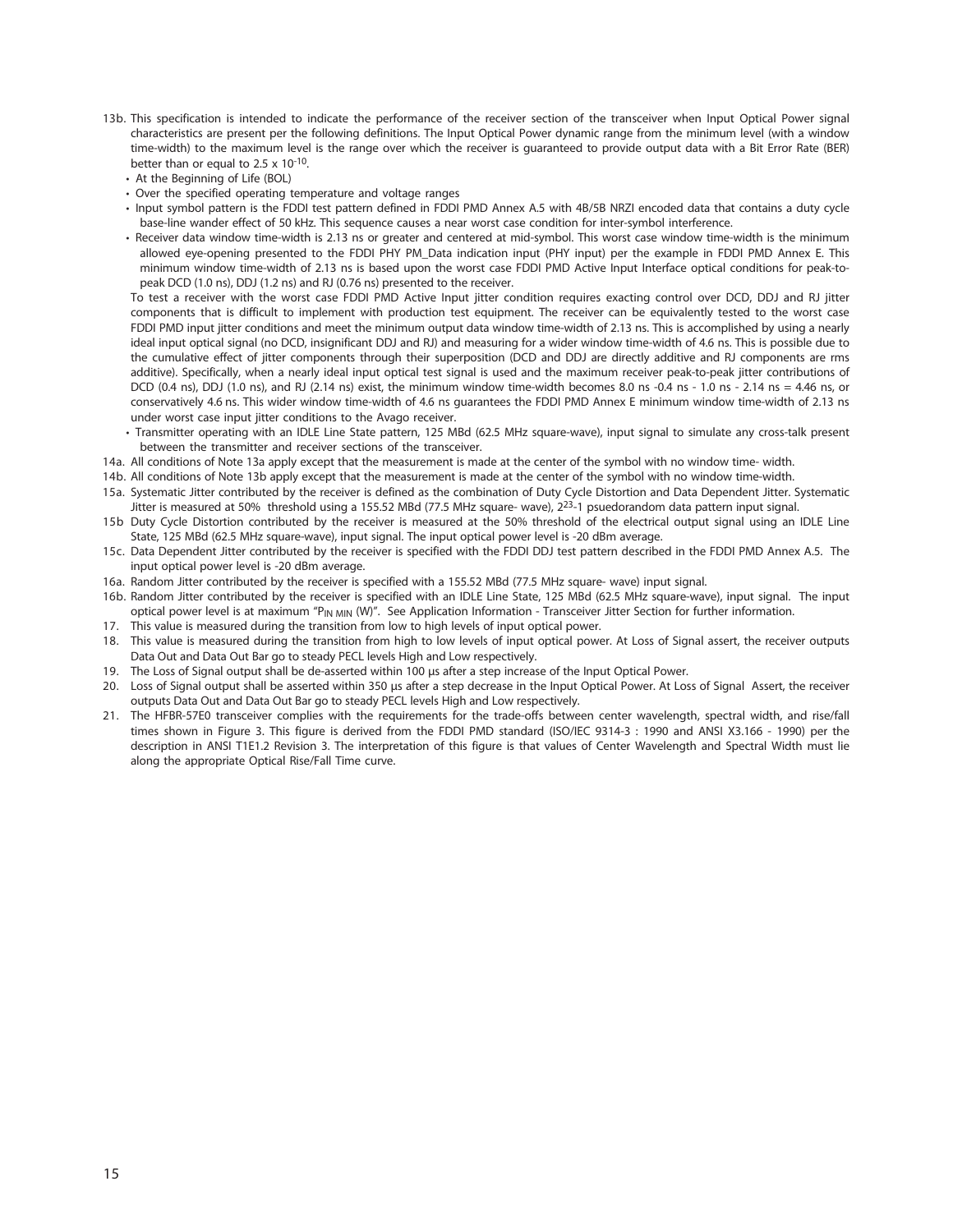13b. This specification is intended to indicate the performance of the receiver section of the transceiver when Input Optical Power signal characteristics are present per the following definitions. The Input Optical Power dynamic range from the minimum level (with a window time-width) to the maximum level is the range over which the receiver is guaranteed to provide output data with a Bit Error Rate (BER) better than or equal to $2.5 \times 10^{-10}$.

- At the Beginning of Life (BOL)
- Over the specified operating temperature and voltage ranges
- Input symbol pattern is the FDDI test pattern defined in FDDI PMD Annex A.5 with 4B/5B NRZI encoded data that contains a duty cycle base-line wander effect of 50 kHz. This sequence causes a near worst case condition for inter-symbol interference.
- Receiver data window time-width is 2.13 ns or greater and centered at mid-symbol. This worst case window time-width is the minimum allowed eye-opening presented to the FDDI PHY PM_Data indication input (PHY input) per the example in FDDI PMD Annex E. This minimum window time-width of 2.13 ns is based upon the worst case FDDI PMD Active Input Interface optical conditions for peak-to-peak DCD (1.0 ns), DDJ (1.2 ns) and RJ (0.76 ns) presented to the receiver.

To test a receiver with the worst case FDDI PMD Active Input jitter condition requires exacting control over DCD, DDJ and RJ jitter components that is difficult to implement with production test equipment. The receiver can be equivalently tested to the worst case FDDI PMD input jitter conditions and meet the minimum output data window time-width of 2.13 ns. This is accomplished by using a nearly ideal input optical signal (no DCD, insignificant DDJ and RJ) and measuring for a wider window time-width of 4.6 ns. This is possible due to the cumulative effect of jitter components through their superposition (DCD and DDJ are directly additive and RJ components are rms additive). Specifically, when a nearly ideal input optical test signal is used and the maximum receiver peak-to-peak jitter contributions of DCD (0.4 ns), DDJ (1.0 ns), and RJ (2.14 ns) exist, the minimum window time-width becomes 8.0 ns -0.4 ns - 1.0 ns - 2.14 ns = 4.46 ns, or conservatively 4.6 ns. This wider window time-width of 4.6 ns guarantees the FDDI PMD Annex E minimum window time-width of 2.13 ns under worst case input jitter conditions to the Avago receiver.

- Transmitter operating with an IDLE Line State pattern, 125 MBd (62.5 MHz square-wave), input signal to simulate any cross-talk present between the transmitter and receiver sections of the transceiver.

14a. All conditions of Note 13a apply except that the measurement is made at the center of the symbol with no window time- width.

14b. All conditions of Note 13b apply except that the measurement is made at the center of the symbol with no window time-width.

15a. Systematic Jitter contributed by the receiver is defined as the combination of Duty Cycle Distortion and Data Dependent Jitter. Systematic Jitter is measured at 50% threshold using a 155.52 MBd (77.5 MHz square- wave), $2^{23}$-1 psuedorandom data pattern input signal.

15b Duty Cycle Distortion contributed by the receiver is measured at the 50% threshold of the electrical output signal using an IDLE Line State, 125 MBd (62.5 MHz square-wave), input signal. The input optical power level is -20 dBm average.

15c. Data Dependent Jitter contributed by the receiver is specified with the FDDI DDJ test pattern described in the FDDI PMD Annex A.5. The input optical power level is -20 dBm average.

16a. Random Jitter contributed by the receiver is specified with a 155.52 MBd (77.5 MHz square- wave) input signal.

16b. Random Jitter contributed by the receiver is specified with an IDLE Line State, 125 MBd (62.5 MHz square-wave), input signal. The input optical power level is at maximum "$P_{IN\ MIN}$ (W)". See Application Information - Transceiver Jitter Section for further information.

17. This value is measured during the transition from low to high levels of input optical power.
18. This value is measured during the transition from high to low levels of input optical power. At Loss of Signal assert, the receiver outputs Data Out and Data Out Bar go to steady PECL levels High and Low respectively.
19. The Loss of Signal output shall be de-asserted within 100 µs after a step increase of the Input Optical Power.
20. Loss of Signal output shall be asserted within 350 µs after a step decrease in the Input Optical Power. At Loss of Signal Assert, the receiver outputs Data Out and Data Out Bar go to steady PECL levels High and Low respectively.
21. The HFBR-57E0 transceiver complies with the requirements for the trade-offs between center wavelength, spectral width, and rise/fall times shown in Figure 3. This figure is derived from the FDDI PMD standard (ISO/IEC 9314-3 : 1990 and ANSI X3.166 - 1990) per the description in ANSI T1E1.2 Revision 3. The interpretation of this figure is that values of Center Wavelength and Spectral Width must lie along the appropriate Optical Rise/Fall Time curve.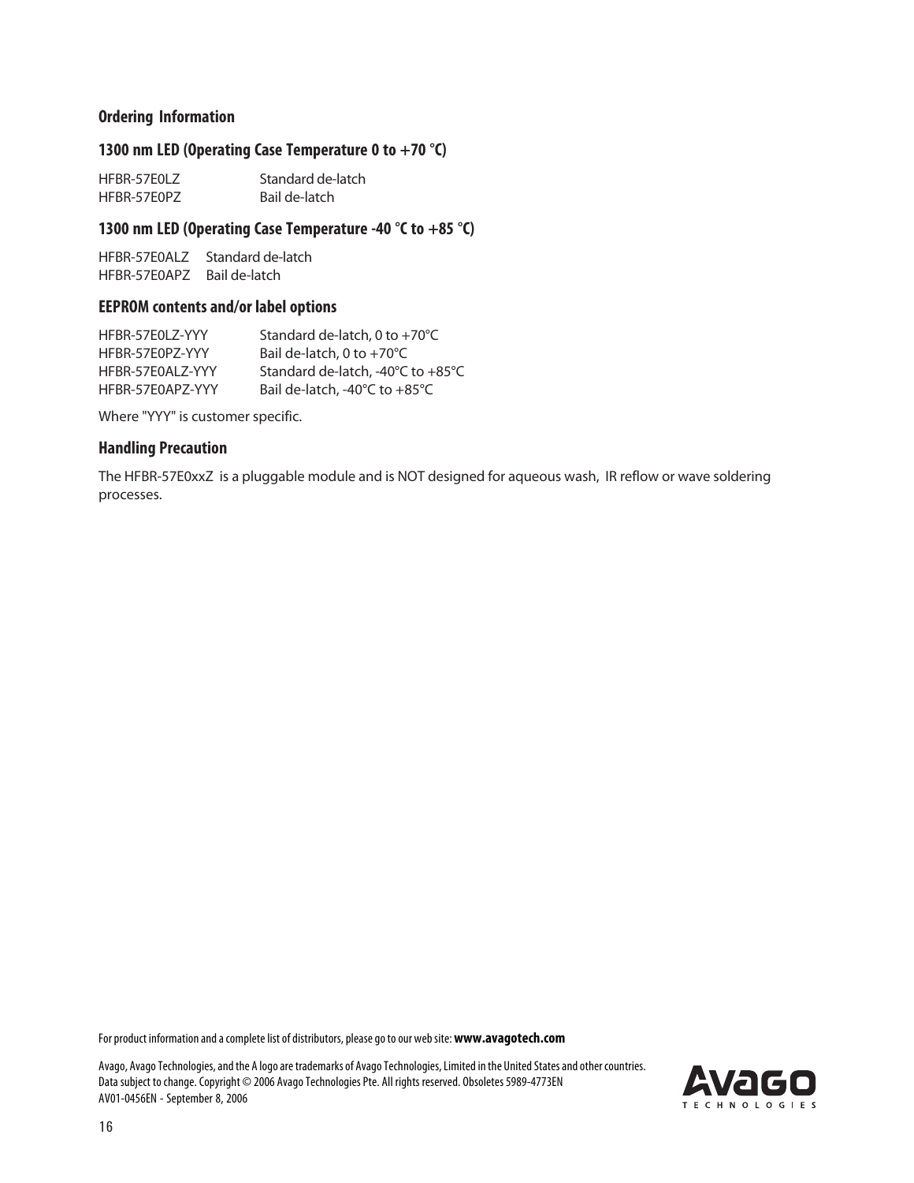## Ordering Information

### 1300 nm LED (Operating Case Temperature 0 to +70 °C)

| | |
|---|---|
| HFBR-57E0LZ | Standard de-latch |
| HFBR-57E0PZ | Bail de-latch |

### 1300 nm LED (Operating Case Temperature -40 °C to +85 °C)

| | |
|---|---|
| HFBR-57E0ALZ | Standard de-latch |
| HFBR-57E0APZ | Bail de-latch |

### EEPROM contents and/or label options

| | |
|---|---|
| HFBR-57E0LZ-YYY | Standard de-latch, 0 to +70°C |
| HFBR-57E0PZ-YYY | Bail de-latch, 0 to +70°C |
| HFBR-57E0ALZ-YYY | Standard de-latch, -40°C to +85°C |
| HFBR-57E0APZ-YYY | Bail de-latch, -40°C to +85°C |

Where "YYY" is customer specific.

### Handling Precaution

The HFBR-57E0xxZ is a pluggable module and is NOT designed for aqueous wash, IR reflow or wave soldering processes.

For product information and a complete list of distributors, please go to our web site: **www.avagotech.com**

Avago, Avago Technologies, and the A logo are trademarks of Avago Technologies, Limited in the United States and other countries.
Data subject to change. Copyright © 2006 Avago Technologies Pte. All rights reserved. Obsoletes 5989-4773EN
AV01-0456EN - September 8, 2006